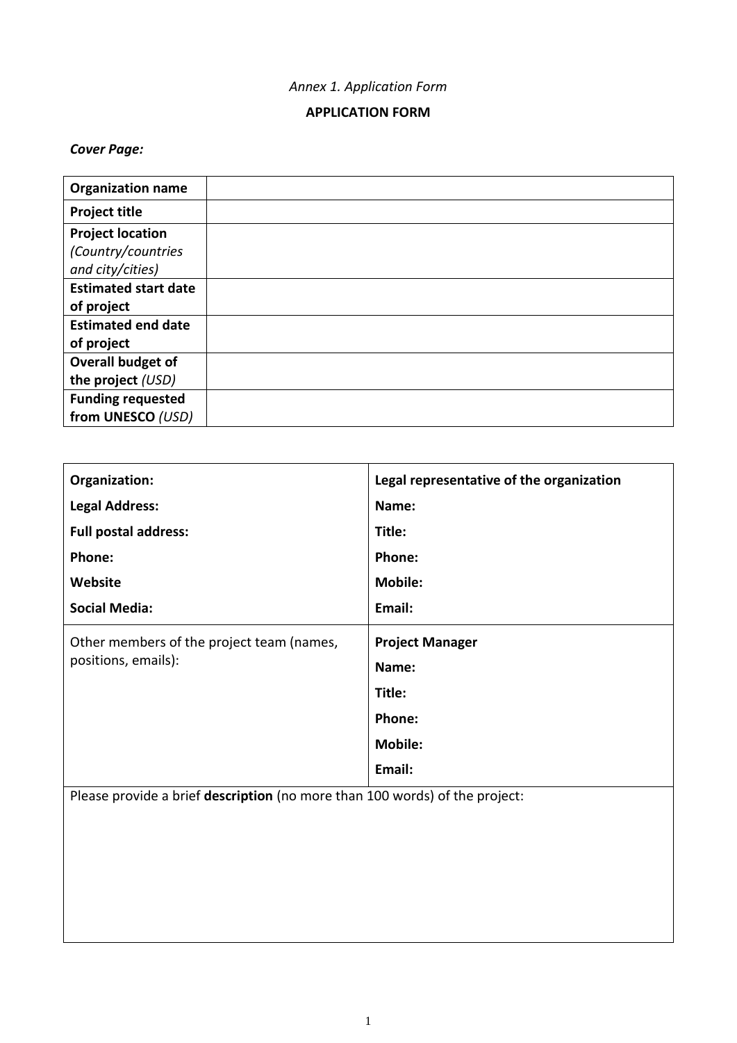*Annex 1. Application Form*

**APPLICATION FORM**

***Cover Page:***

| **Organization name** | |
|---|---|
| **Project title** | |
| **Project location** *(Country/countries and city/cities)* | |
| **Estimated start date of project** | |
| **Estimated end date of project** | |
| **Overall budget of the project** *(USD)* | |
| **Funding requested from UNESCO** *(USD)* | |

| **Organization:**<br>**Legal Address:**<br>**Full postal address:**<br>**Phone:**<br>**Website**<br>**Social Media:** | **Legal representative of the organization**<br>**Name:**<br>**Title:**<br>**Phone:**<br>**Mobile:**<br>**Email:** |
|---|---|
| Other members of the project team (names, positions, emails): | **Project Manager**<br>**Name:**<br>**Title:**<br>**Phone:**<br>**Mobile:**<br>**Email:** |
| Please provide a brief **description** (no more than 100 words) of the project: | |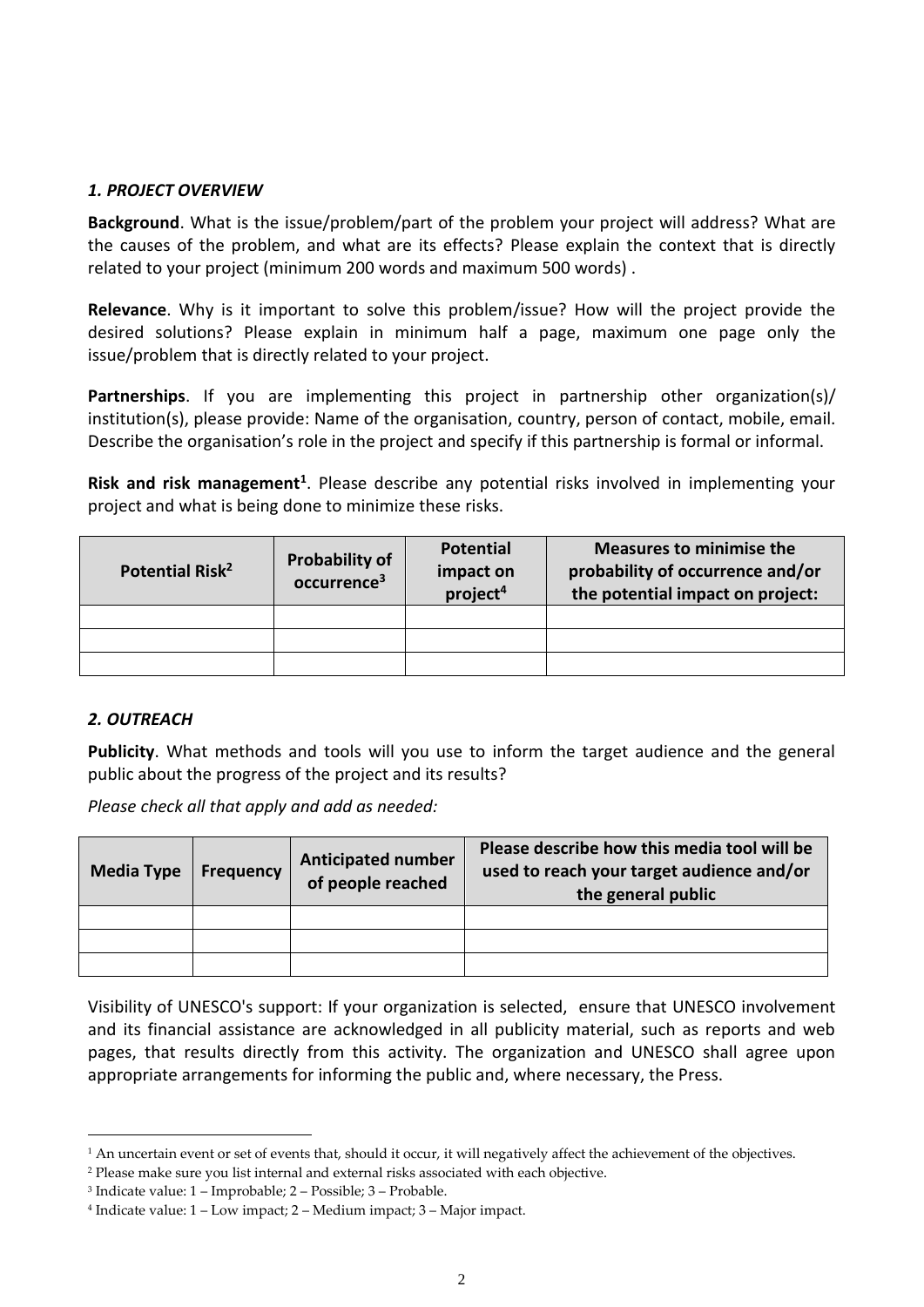### *1. PROJECT OVERVIEW*

**Background**. What is the issue/problem/part of the problem your project will address? What are the causes of the problem, and what are its effects? Please explain the context that is directly related to your project (minimum 200 words and maximum 500 words) .

**Relevance**. Why is it important to solve this problem/issue? How will the project provide the desired solutions? Please explain in minimum half a page, maximum one page only the issue/problem that is directly related to your project.

**Partnerships**. If you are implementing this project in partnership other organization(s)/ institution(s), please provide: Name of the organisation, country, person of contact, mobile, email. Describe the organisation's role in the project and specify if this partnership is formal or informal.

**Risk and risk management[1]**. Please describe any potential risks involved in implementing your project and what is being done to minimize these risks.

| Potential Risk[2] | Probability of occurrence[3] | Potential impact on project[4] | Measures to minimise the probability of occurrence and/or the potential impact on project: |
|---|---|---|---|
| | | | |
| | | | |
| | | | |

### *2. OUTREACH*

**Publicity**. What methods and tools will you use to inform the target audience and the general public about the progress of the project and its results?

*Please check all that apply and add as needed:*

| Media Type | Frequency | Anticipated number of people reached | Please describe how this media tool will be used to reach your target audience and/or the general public |
|---|---|---|---|
| | | | |
| | | | |
| | | | |

Visibility of UNESCO's support: If your organization is selected, ensure that UNESCO involvement and its financial assistance are acknowledged in all publicity material, such as reports and web pages, that results directly from this activity. The organization and UNESCO shall agree upon appropriate arrangements for informing the public and, where necessary, the Press.

---

[1] An uncertain event or set of events that, should it occur, it will negatively affect the achievement of the objectives.

[2] Please make sure you list internal and external risks associated with each objective.

[3] Indicate value: 1 – Improbable; 2 – Possible; 3 – Probable.

[4] Indicate value: 1 – Low impact; 2 – Medium impact; 3 – Major impact.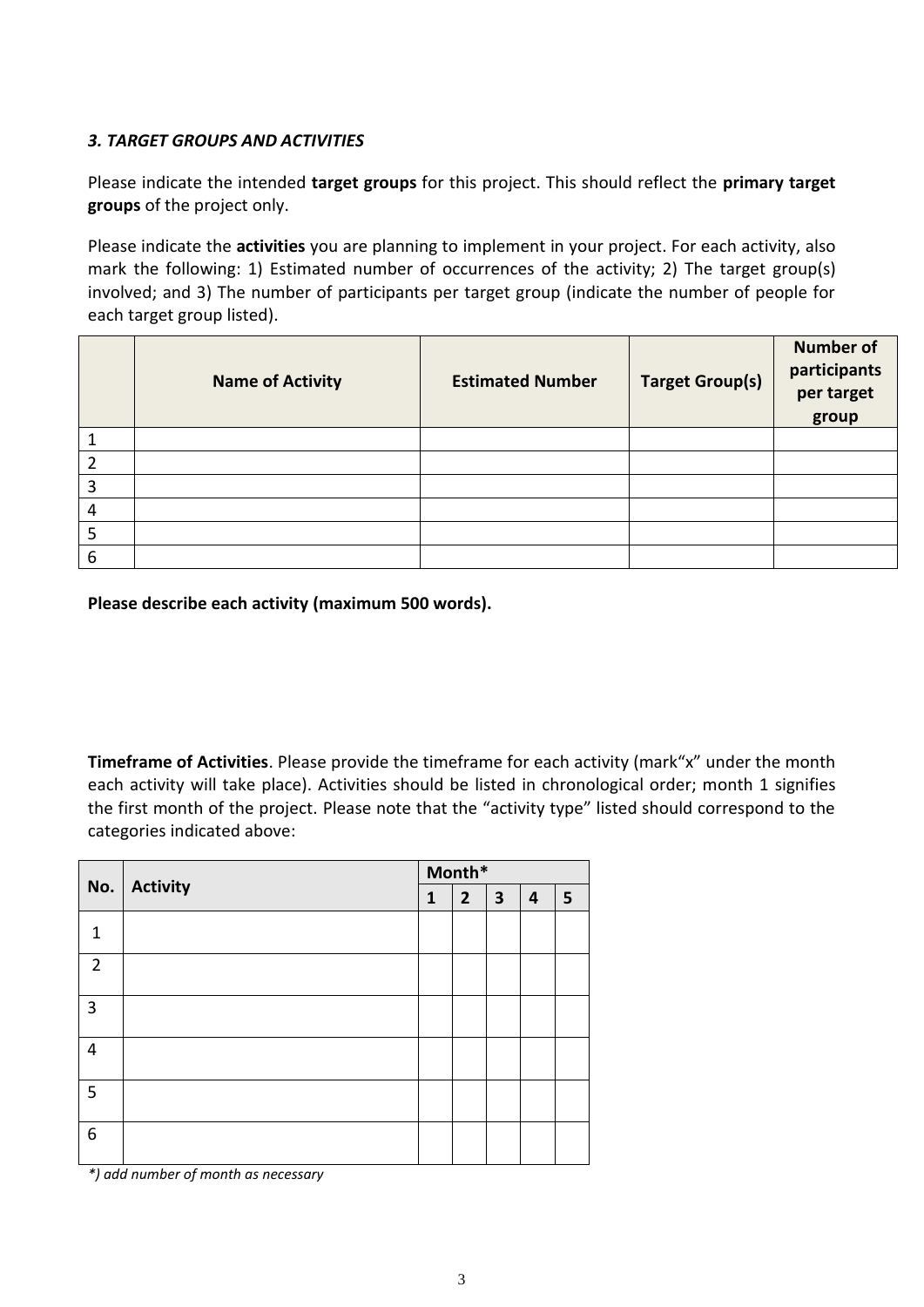***3. TARGET GROUPS AND ACTIVITIES***

Please indicate the intended **target groups** for this project. This should reflect the **primary target groups** of the project only.

Please indicate the **activities** you are planning to implement in your project. For each activity, also mark the following: 1) Estimated number of occurrences of the activity; 2) The target group(s) involved; and 3) The number of participants per target group (indicate the number of people for each target group listed).

| | Name of Activity | Estimated Number | Target Group(s) | Number of participants per target group |
|---|---|---|---|---|
| 1 | | | | |
| 2 | | | | |
| 3 | | | | |
| 4 | | | | |
| 5 | | | | |
| 6 | | | | |

**Please describe each activity (maximum 500 words).**

**Timeframe of Activities**. Please provide the timeframe for each activity (mark“x” under the month each activity will take place). Activities should be listed in chronological order; month 1 signifies the first month of the project. Please note that the “activity type” listed should correspond to the categories indicated above:

| No. | Activity | Month* | | | | |
|---|---|---|---|---|---|---|
| | | 1 | 2 | 3 | 4 | 5 |
| 1 | | | | | | |
| 2 | | | | | | |
| 3 | | | | | | |
| 4 | | | | | | |
| 5 | | | | | | |
| 6 | | | | | | |

**) add number of month as necessary*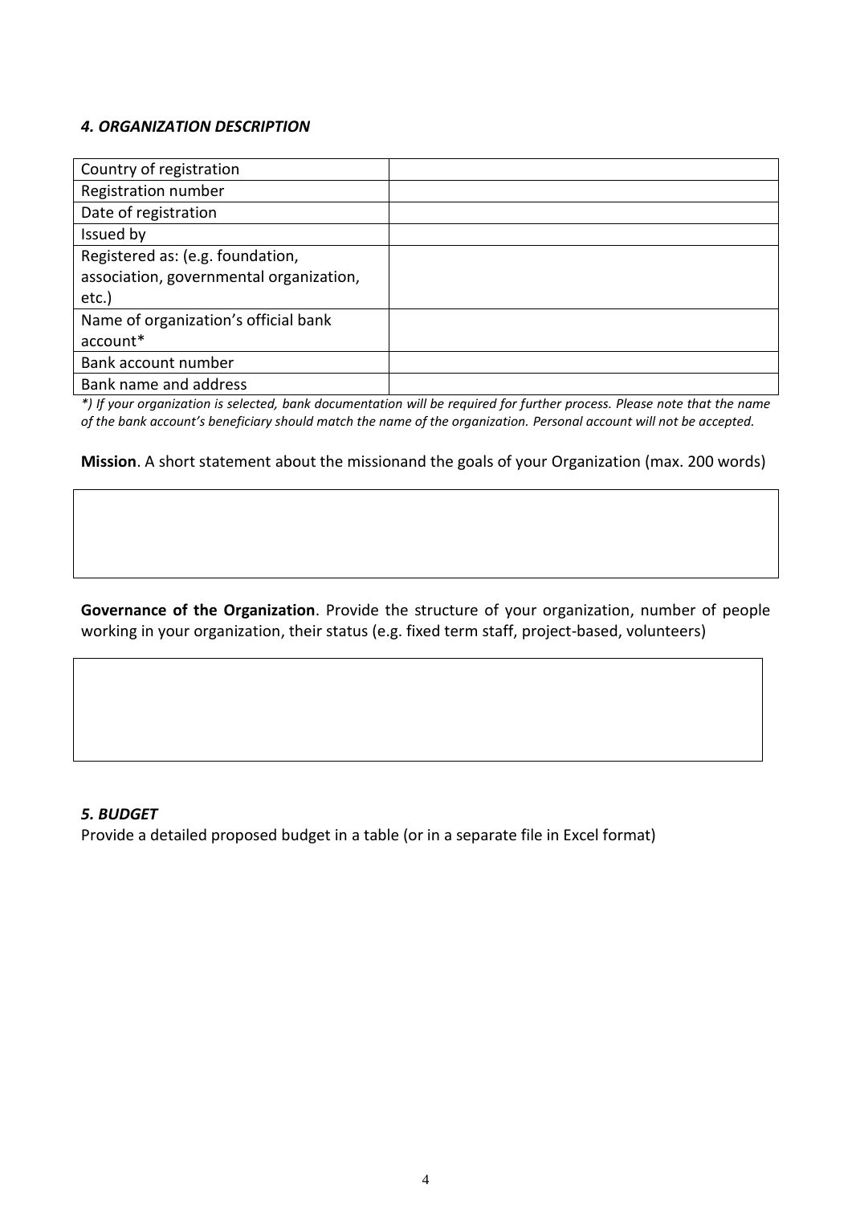### *4. ORGANIZATION DESCRIPTION*

| | |
|---|---|
| Country of registration | |
| Registration number | |
| Date of registration | |
| Issued by | |
| Registered as: (e.g. foundation, association, governmental organization, etc.) | |
| Name of organization's official bank account* | |
| Bank account number | |
| Bank name and address | |

*\*) If your organization is selected, bank documentation will be required for further process. Please note that the name of the bank account's beneficiary should match the name of the organization. Personal account will not be accepted.*

**Mission**. A short statement about the missionand the goals of your Organization (max. 200 words)

| |
|---|
| |

**Governance of the Organization**. Provide the structure of your organization, number of people working in your organization, their status (e.g. fixed term staff, project-based, volunteers)

| |
|---|
| |

### *5. BUDGET*

Provide a detailed proposed budget in a table (or in a separate file in Excel format)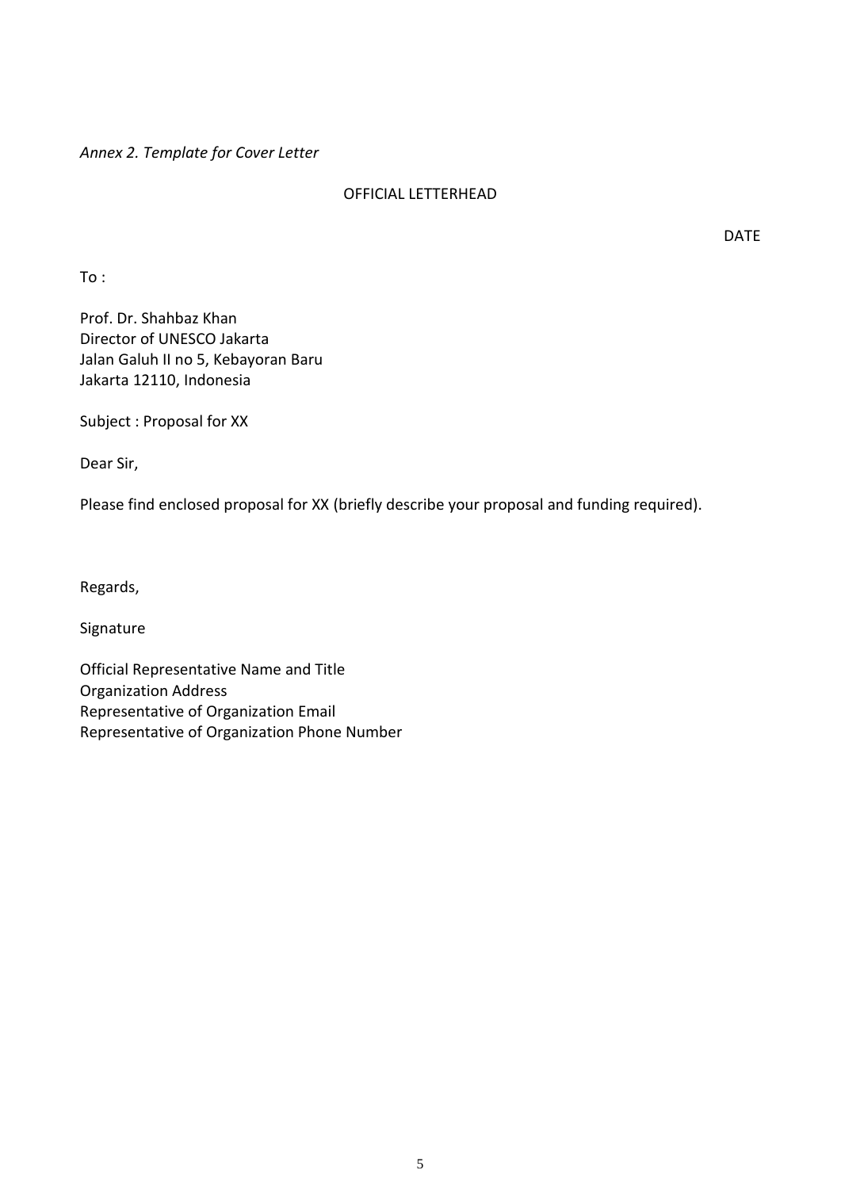*Annex 2. Template for Cover Letter*

OFFICIAL LETTERHEAD

DATE

To :

Prof. Dr. Shahbaz Khan
Director of UNESCO Jakarta
Jalan Galuh II no 5, Kebayoran Baru
Jakarta 12110, Indonesia

Subject : Proposal for XX

Dear Sir,

Please find enclosed proposal for XX (briefly describe your proposal and funding required).

Regards,

Signature

Official Representative Name and Title
Organization Address
Representative of Organization Email
Representative of Organization Phone Number